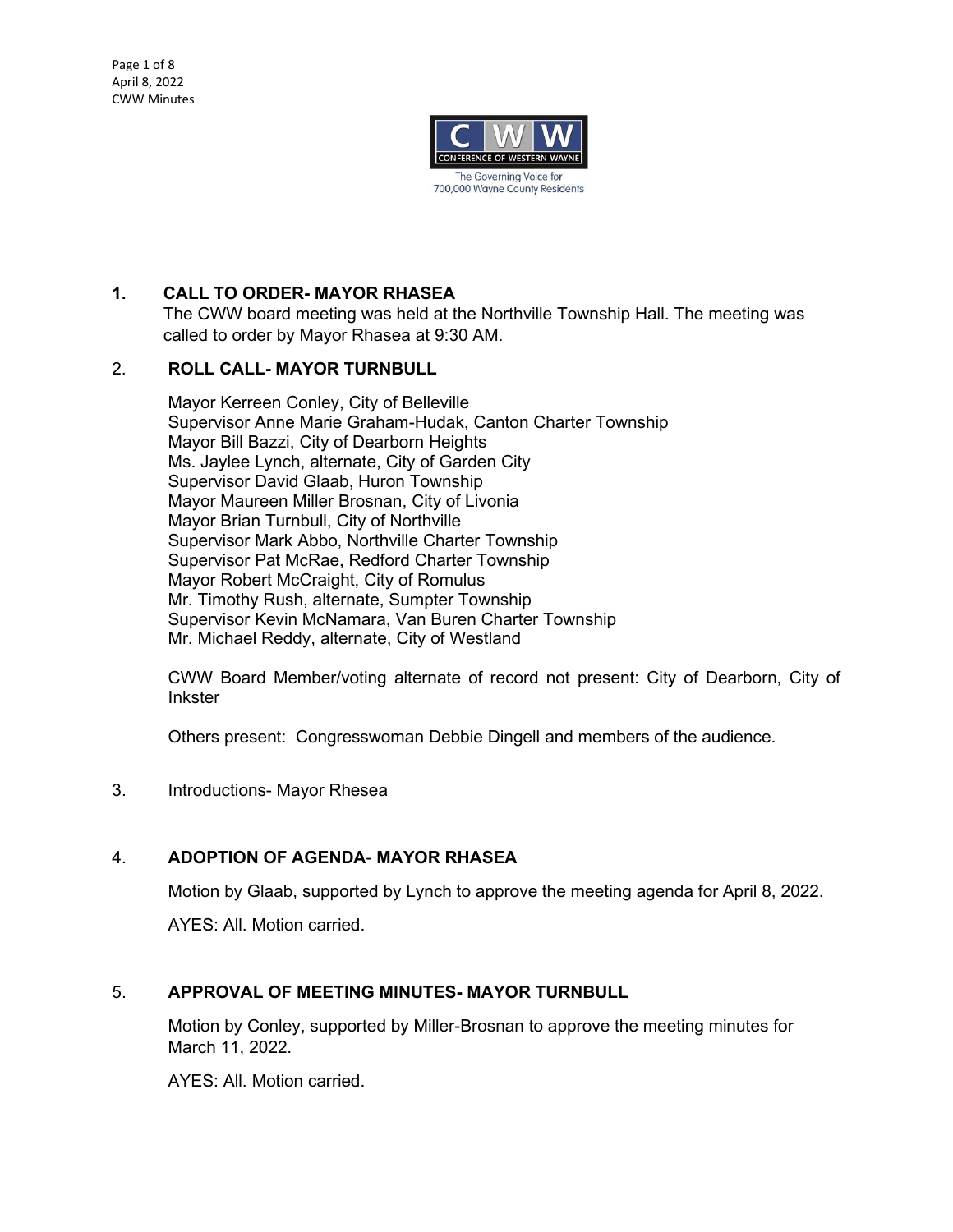CONFERENCE OF WESTERN WAYNE

The Governing Voice for 700,000 Wayne County Residents

## 1. CALL TO ORDER- MAYOR RHASEA

The CWW board meeting was held at the Northville Township Hall. The meeting was called to order by Mayor Rhasea at 9:30 AM.

## 2. ROLL CALL- MAYOR TURNBULL

Mayor Kerreen Conley, City of Belleville
Supervisor Anne Marie Graham-Hudak, Canton Charter Township
Mayor Bill Bazzi, City of Dearborn Heights
Ms. Jaylee Lynch, alternate, City of Garden City
Supervisor David Glaab, Huron Township
Mayor Maureen Miller Brosnan, City of Livonia
Mayor Brian Turnbull, City of Northville
Supervisor Mark Abbo, Northville Charter Township
Supervisor Pat McRae, Redford Charter Township
Mayor Robert McCraight, City of Romulus
Mr. Timothy Rush, alternate, Sumpter Township
Supervisor Kevin McNamara, Van Buren Charter Township
Mr. Michael Reddy, alternate, City of Westland

CWW Board Member/voting alternate of record not present: City of Dearborn, City of Inkster

Others present: Congresswoman Debbie Dingell and members of the audience.

3. Introductions- Mayor Rhesea

## 4. ADOPTION OF AGENDA- MAYOR RHASEA

Motion by Glaab, supported by Lynch to approve the meeting agenda for April 8, 2022.

AYES: All. Motion carried.

## 5. APPROVAL OF MEETING MINUTES- MAYOR TURNBULL

Motion by Conley, supported by Miller-Brosnan to approve the meeting minutes for March 11, 2022.

AYES: All. Motion carried.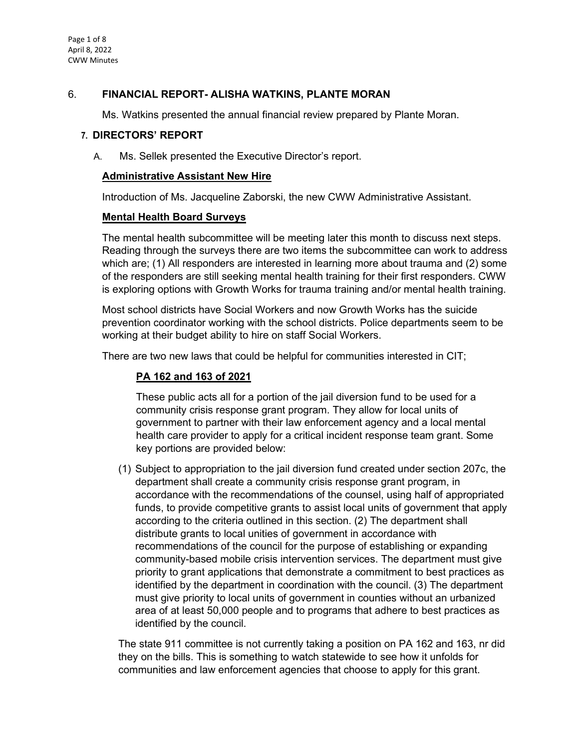## 6. FINANCIAL REPORT- ALISHA WATKINS, PLANTE MORAN

Ms. Watkins presented the annual financial review prepared by Plante Moran.

## 7. DIRECTORS' REPORT

A. Ms. Sellek presented the Executive Director's report.

**Administrative Assistant New Hire**

Introduction of Ms. Jacqueline Zaborski, the new CWW Administrative Assistant.

**Mental Health Board Surveys**

The mental health subcommittee will be meeting later this month to discuss next steps. Reading through the surveys there are two items the subcommittee can work to address which are; (1) All responders are interested in learning more about trauma and (2) some of the responders are still seeking mental health training for their first responders. CWW is exploring options with Growth Works for trauma training and/or mental health training.

Most school districts have Social Workers and now Growth Works has the suicide prevention coordinator working with the school districts. Police departments seem to be working at their budget ability to hire on staff Social Workers.

There are two new laws that could be helpful for communities interested in CIT;

**PA 162 and 163 of 2021**

These public acts all for a portion of the jail diversion fund to be used for a community crisis response grant program. They allow for local units of government to partner with their law enforcement agency and a local mental health care provider to apply for a critical incident response team grant. Some key portions are provided below:

(1) Subject to appropriation to the jail diversion fund created under section 207c, the department shall create a community crisis response grant program, in accordance with the recommendations of the counsel, using half of appropriated funds, to provide competitive grants to assist local units of government that apply according to the criteria outlined in this section. (2) The department shall distribute grants to local unities of government in accordance with recommendations of the council for the purpose of establishing or expanding community-based mobile crisis intervention services. The department must give priority to grant applications that demonstrate a commitment to best practices as identified by the department in coordination with the council. (3) The department must give priority to local units of government in counties without an urbanized area of at least 50,000 people and to programs that adhere to best practices as identified by the council.

The state 911 committee is not currently taking a position on PA 162 and 163, nr did they on the bills. This is something to watch statewide to see how it unfolds for communities and law enforcement agencies that choose to apply for this grant.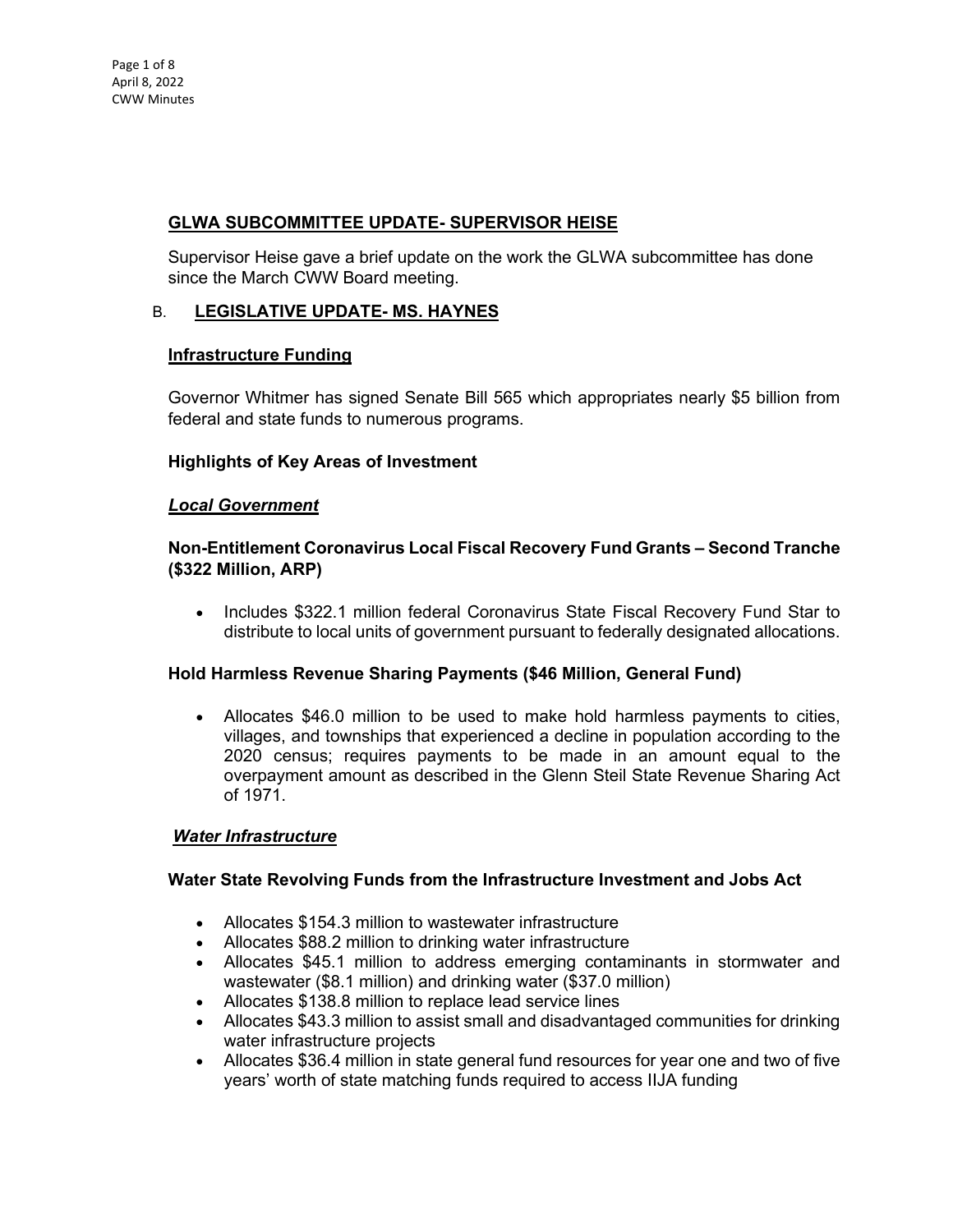## GLWA SUBCOMMITTEE UPDATE- SUPERVISOR HEISE

Supervisor Heise gave a brief update on the work the GLWA subcommittee has done since the March CWW Board meeting.

## B. LEGISLATIVE UPDATE- MS. HAYNES

### Infrastructure Funding

Governor Whitmer has signed Senate Bill 565 which appropriates nearly $5 billion from federal and state funds to numerous programs.

**Highlights of Key Areas of Investment**

***Local Government***

**Non-Entitlement Coronavirus Local Fiscal Recovery Fund Grants – Second Tranche ($322 Million, ARP)**

- Includes $322.1 million federal Coronavirus State Fiscal Recovery Fund Star to distribute to local units of government pursuant to federally designated allocations.

**Hold Harmless Revenue Sharing Payments ($46 Million, General Fund)**

- Allocates $46.0 million to be used to make hold harmless payments to cities, villages, and townships that experienced a decline in population according to the 2020 census; requires payments to be made in an amount equal to the overpayment amount as described in the Glenn Steil State Revenue Sharing Act of 1971.

***Water Infrastructure***

**Water State Revolving Funds from the Infrastructure Investment and Jobs Act**

- Allocates $154.3 million to wastewater infrastructure
- Allocates $88.2 million to drinking water infrastructure
- Allocates $45.1 million to address emerging contaminants in stormwater and wastewater ($8.1 million) and drinking water ($37.0 million)
- Allocates $138.8 million to replace lead service lines
- Allocates $43.3 million to assist small and disadvantaged communities for drinking water infrastructure projects
- Allocates $36.4 million in state general fund resources for year one and two of five years' worth of state matching funds required to access IIJA funding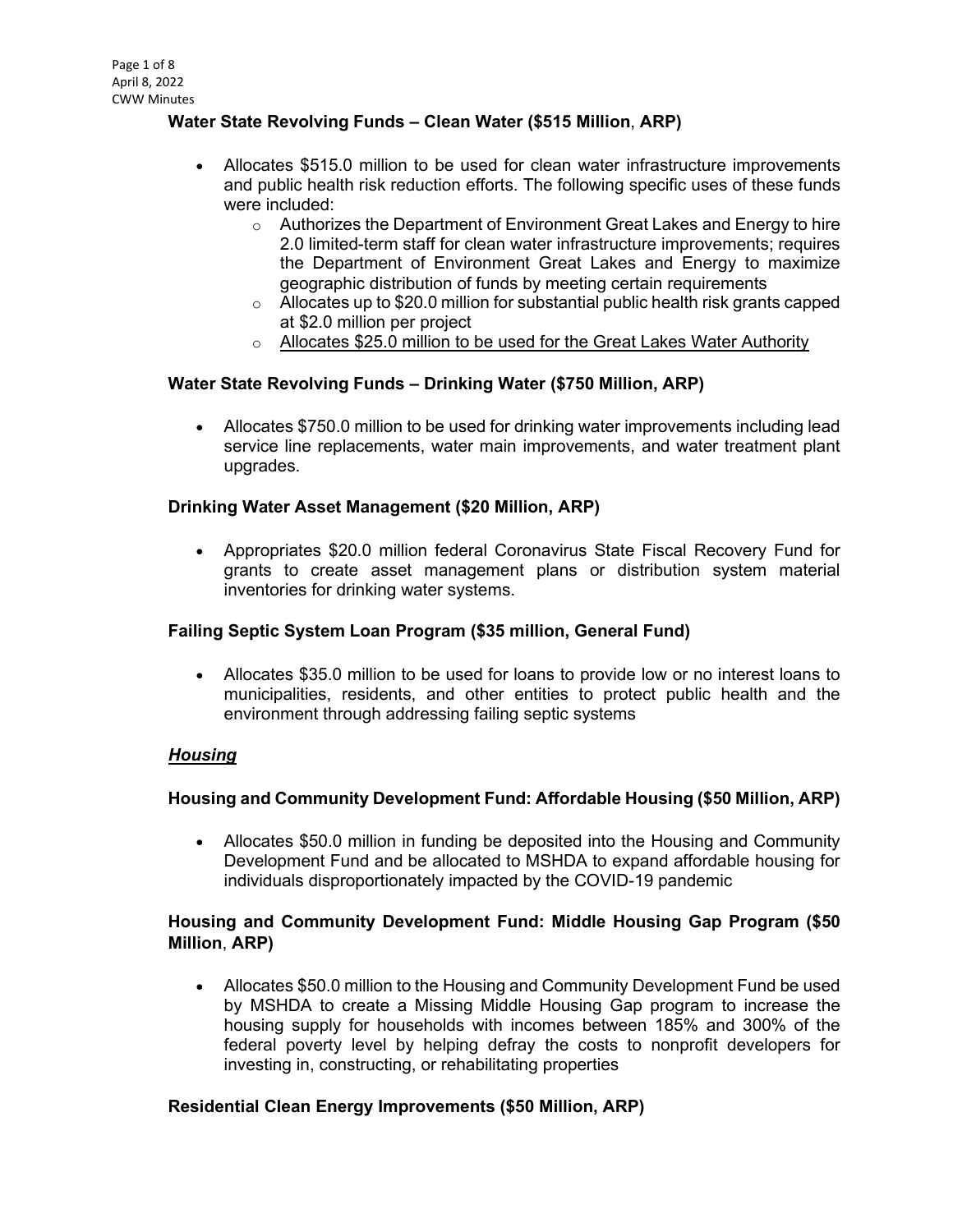**Water State Revolving Funds – Clean Water ($515 Million, ARP)**

- Allocates $515.0 million to be used for clean water infrastructure improvements and public health risk reduction efforts. The following specific uses of these funds were included:
  - Authorizes the Department of Environment Great Lakes and Energy to hire 2.0 limited-term staff for clean water infrastructure improvements; requires the Department of Environment Great Lakes and Energy to maximize geographic distribution of funds by meeting certain requirements
  - Allocates up to $20.0 million for substantial public health risk grants capped at $2.0 million per project
  - <u>Allocates $25.0 million to be used for the Great Lakes Water Authority</u>

**Water State Revolving Funds – Drinking Water ($750 Million, ARP)**

- Allocates $750.0 million to be used for drinking water improvements including lead service line replacements, water main improvements, and water treatment plant upgrades.

**Drinking Water Asset Management ($20 Million, ARP)**

- Appropriates $20.0 million federal Coronavirus State Fiscal Recovery Fund for grants to create asset management plans or distribution system material inventories for drinking water systems.

**Failing Septic System Loan Program ($35 million, General Fund)**

- Allocates $35.0 million to be used for loans to provide low or no interest loans to municipalities, residents, and other entities to protect public health and the environment through addressing failing septic systems

***<u>Housing</u>***

**Housing and Community Development Fund: Affordable Housing ($50 Million, ARP)**

- Allocates $50.0 million in funding be deposited into the Housing and Community Development Fund and be allocated to MSHDA to expand affordable housing for individuals disproportionately impacted by the COVID-19 pandemic

**Housing and Community Development Fund: Middle Housing Gap Program ($50 Million, ARP)**

- Allocates $50.0 million to the Housing and Community Development Fund be used by MSHDA to create a Missing Middle Housing Gap program to increase the housing supply for households with incomes between 185% and 300% of the federal poverty level by helping defray the costs to nonprofit developers for investing in, constructing, or rehabilitating properties

**Residential Clean Energy Improvements ($50 Million, ARP)**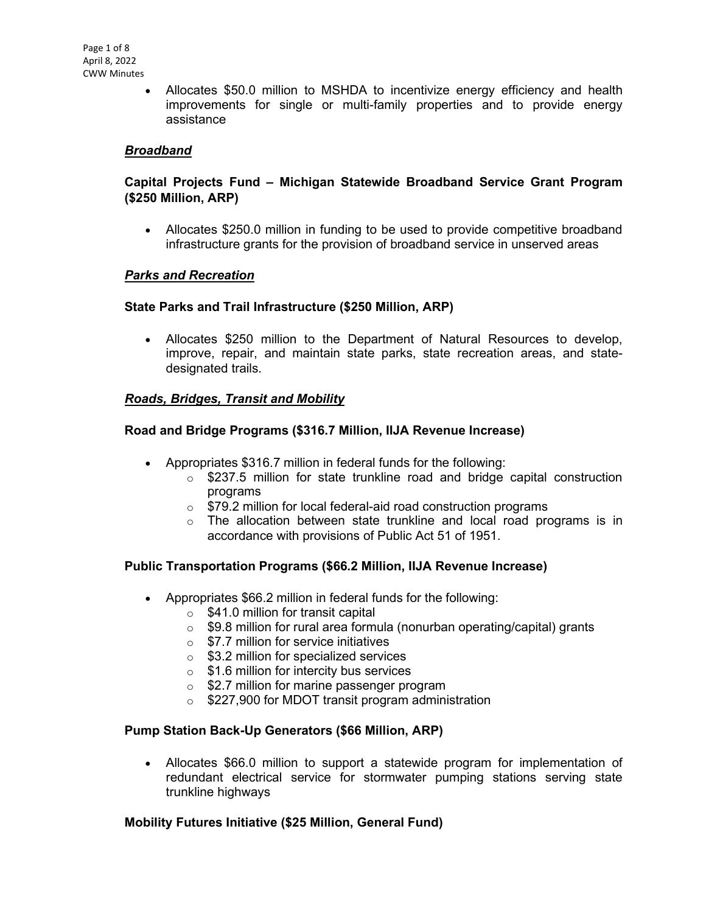- Allocates \$50.0 million to MSHDA to incentivize energy efficiency and health improvements for single or multi-family properties and to provide energy assistance

***Broadband***

**Capital Projects Fund – Michigan Statewide Broadband Service Grant Program (\$250 Million, ARP)**

- Allocates \$250.0 million in funding to be used to provide competitive broadband infrastructure grants for the provision of broadband service in unserved areas

***Parks and Recreation***

**State Parks and Trail Infrastructure (\$250 Million, ARP)**

- Allocates \$250 million to the Department of Natural Resources to develop, improve, repair, and maintain state parks, state recreation areas, and state-designated trails.

***Roads, Bridges, Transit and Mobility***

**Road and Bridge Programs (\$316.7 Million, IIJA Revenue Increase)**

- Appropriates \$316.7 million in federal funds for the following:
  - \$237.5 million for state trunkline road and bridge capital construction programs
  - \$79.2 million for local federal-aid road construction programs
  - The allocation between state trunkline and local road programs is in accordance with provisions of Public Act 51 of 1951.

**Public Transportation Programs (\$66.2 Million, IIJA Revenue Increase)**

- Appropriates \$66.2 million in federal funds for the following:
  - \$41.0 million for transit capital
  - \$9.8 million for rural area formula (nonurban operating/capital) grants
  - \$7.7 million for service initiatives
  - \$3.2 million for specialized services
  - \$1.6 million for intercity bus services
  - \$2.7 million for marine passenger program
  - \$227,900 for MDOT transit program administration

**Pump Station Back-Up Generators (\$66 Million, ARP)**

- Allocates \$66.0 million to support a statewide program for implementation of redundant electrical service for stormwater pumping stations serving state trunkline highways

**Mobility Futures Initiative (\$25 Million, General Fund)**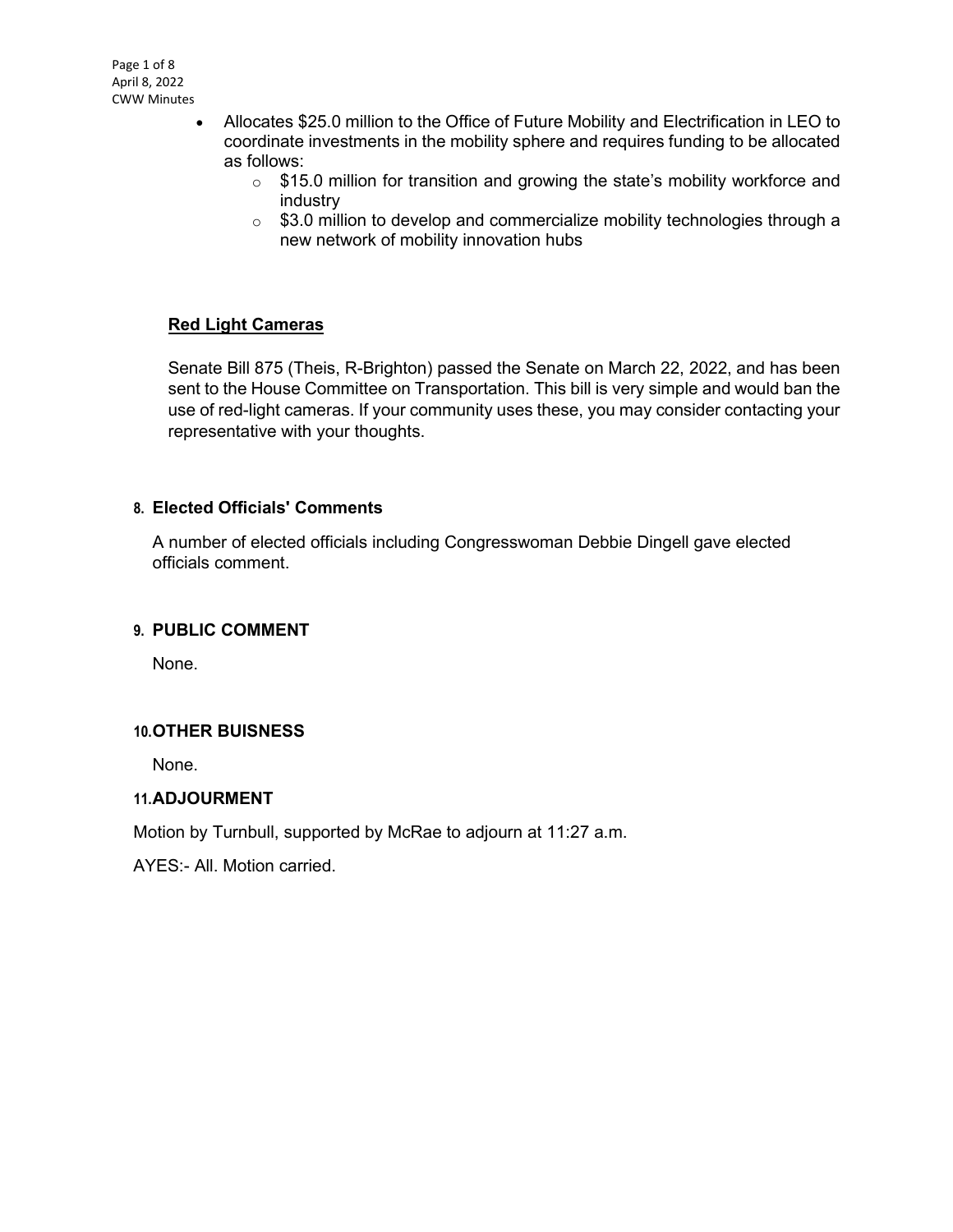- Allocates $25.0 million to the Office of Future Mobility and Electrification in LEO to coordinate investments in the mobility sphere and requires funding to be allocated as follows:
  - $15.0 million for transition and growing the state's mobility workforce and industry
  - $3.0 million to develop and commercialize mobility technologies through a new network of mobility innovation hubs

**Red Light Cameras**

Senate Bill 875 (Theis, R-Brighton) passed the Senate on March 22, 2022, and has been sent to the House Committee on Transportation. This bill is very simple and would ban the use of red-light cameras. If your community uses these, you may consider contacting your representative with your thoughts.

## 8. Elected Officials' Comments

A number of elected officials including Congresswoman Debbie Dingell gave elected officials comment.

## 9. PUBLIC COMMENT

None.

## 10. OTHER BUISNESS

None.

## 11. ADJOURMENT

Motion by Turnbull, supported by McRae to adjourn at 11:27 a.m.

AYES:- All. Motion carried.